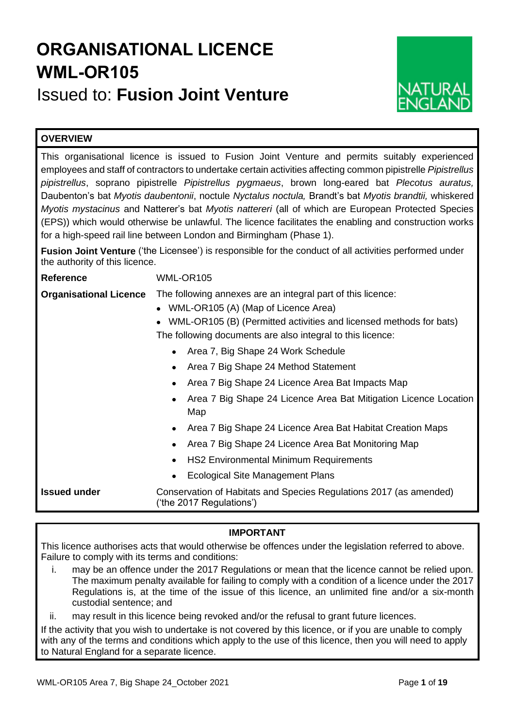# ORGANISATIONAL LICENCE WML-OR105

Issued to: **Fusion Joint Venture**

NATURAL ENGLAND

## OVERVIEW

This organisational licence is issued to Fusion Joint Venture and permits suitably experienced employees and staff of contractors to undertake certain activities affecting common pipistrelle *Pipistrellus pipistrellus*, soprano pipistrelle *Pipistrellus pygmaeus*, brown long-eared bat *Plecotus auratus,* Daubenton's bat *Myotis daubentonii*, noctule *Nyctalus noctula,* Brandt's bat *Myotis brandtii,* whiskered *Myotis mystacinus* and Natterer's bat *Myotis nattereri* (all of which are European Protected Species (EPS)) which would otherwise be unlawful. The licence facilitates the enabling and construction works for a high-speed rail line between London and Birmingham (Phase 1).

**Fusion Joint Venture** ('the Licensee') is responsible for the conduct of all activities performed under the authority of this licence.

| | |
|---|---|
| **Reference** | WML-OR105 |
| **Organisational Licence** | The following annexes are an integral part of this licence:<br>• WML-OR105 (A) (Map of Licence Area)<br>• WML-OR105 (B) (Permitted activities and licensed methods for bats)<br>The following documents are also integral to this licence:<br>• Area 7, Big Shape 24 Work Schedule<br>• Area 7 Big Shape 24 Method Statement<br>• Area 7 Big Shape 24 Licence Area Bat Impacts Map<br>• Area 7 Big Shape 24 Licence Area Bat Mitigation Licence Location Map<br>• Area 7 Big Shape 24 Licence Area Bat Habitat Creation Maps<br>• Area 7 Big Shape 24 Licence Area Bat Monitoring Map<br>• HS2 Environmental Minimum Requirements<br>• Ecological Site Management Plans |
| **Issued under** | Conservation of Habitats and Species Regulations 2017 (as amended) ('the 2017 Regulations') |

## IMPORTANT

This licence authorises acts that would otherwise be offences under the legislation referred to above. Failure to comply with its terms and conditions:

i. may be an offence under the 2017 Regulations or mean that the licence cannot be relied upon. The maximum penalty available for failing to comply with a condition of a licence under the 2017 Regulations is, at the time of the issue of this licence, an unlimited fine and/or a six-month custodial sentence; and

ii. may result in this licence being revoked and/or the refusal to grant future licences.

If the activity that you wish to undertake is not covered by this licence, or if you are unable to comply with any of the terms and conditions which apply to the use of this licence, then you will need to apply to Natural England for a separate licence.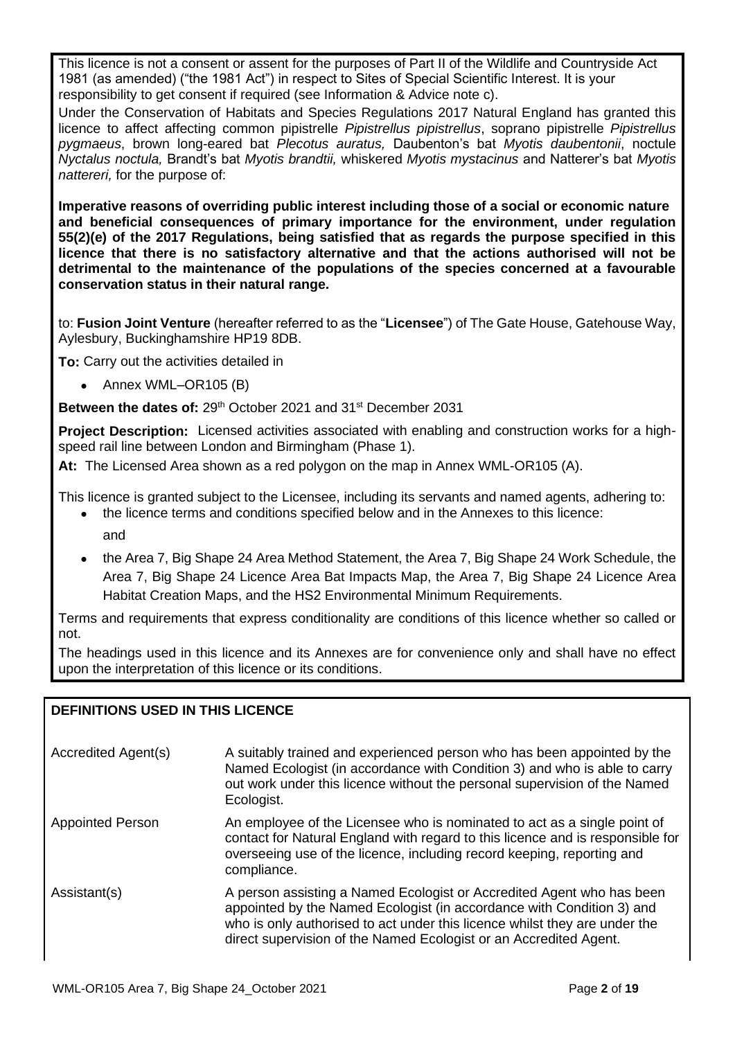This licence is not a consent or assent for the purposes of Part II of the Wildlife and Countryside Act 1981 (as amended) ("the 1981 Act") in respect to Sites of Special Scientific Interest. It is your responsibility to get consent if required (see Information & Advice note c).

Under the Conservation of Habitats and Species Regulations 2017 Natural England has granted this licence to affect affecting common pipistrelle *Pipistrellus pipistrellus*, soprano pipistrelle *Pipistrellus pygmaeus*, brown long-eared bat *Plecotus auratus,* Daubenton's bat *Myotis daubentonii*, noctule *Nyctalus noctula,* Brandt's bat *Myotis brandtii,* whiskered *Myotis mystacinus* and Natterer's bat *Myotis nattereri,* for the purpose of:

**Imperative reasons of overriding public interest including those of a social or economic nature and beneficial consequences of primary importance for the environment, under regulation 55(2)(e) of the 2017 Regulations, being satisfied that as regards the purpose specified in this licence that there is no satisfactory alternative and that the actions authorised will not be detrimental to the maintenance of the populations of the species concerned at a favourable conservation status in their natural range.**

to: **Fusion Joint Venture** (hereafter referred to as the "**Licensee**") of The Gate House, Gatehouse Way, Aylesbury, Buckinghamshire HP19 8DB.

**To:** Carry out the activities detailed in

- Annex WML–OR105 (B)

**Between the dates of:** 29th October 2021 and 31st December 2031

**Project Description:** Licensed activities associated with enabling and construction works for a high-speed rail line between London and Birmingham (Phase 1).

**At:** The Licensed Area shown as a red polygon on the map in Annex WML-OR105 (A).

This licence is granted subject to the Licensee, including its servants and named agents, adhering to:

- the licence terms and conditions specified below and in the Annexes to this licence:

  and

- the Area 7, Big Shape 24 Area Method Statement, the Area 7, Big Shape 24 Work Schedule, the Area 7, Big Shape 24 Licence Area Bat Impacts Map, the Area 7, Big Shape 24 Licence Area Habitat Creation Maps, and the HS2 Environmental Minimum Requirements.

Terms and requirements that express conditionality are conditions of this licence whether so called or not.

The headings used in this licence and its Annexes are for convenience only and shall have no effect upon the interpretation of this licence or its conditions.

## DEFINITIONS USED IN THIS LICENCE

| Term | Definition |
|---|---|
| Accredited Agent(s) | A suitably trained and experienced person who has been appointed by the Named Ecologist (in accordance with Condition 3) and who is able to carry out work under this licence without the personal supervision of the Named Ecologist. |
| Appointed Person | An employee of the Licensee who is nominated to act as a single point of contact for Natural England with regard to this licence and is responsible for overseeing use of the licence, including record keeping, reporting and compliance. |
| Assistant(s) | A person assisting a Named Ecologist or Accredited Agent who has been appointed by the Named Ecologist (in accordance with Condition 3) and who is only authorised to act under this licence whilst they are under the direct supervision of the Named Ecologist or an Accredited Agent. |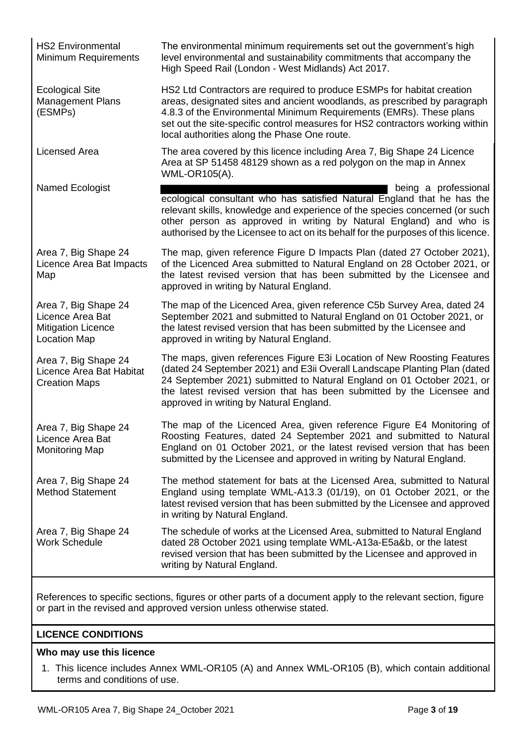| | |
|---|---|
| HS2 Environmental Minimum Requirements | The environmental minimum requirements set out the government's high level environmental and sustainability commitments that accompany the High Speed Rail (London - West Midlands) Act 2017. |
| Ecological Site Management Plans (ESMPs) | HS2 Ltd Contractors are required to produce ESMPs for habitat creation areas, designated sites and ancient woodlands, as prescribed by paragraph 4.8.3 of the Environmental Minimum Requirements (EMRs). These plans set out the site-specific control measures for HS2 contractors working within local authorities along the Phase One route. |
| Licensed Area | The area covered by this licence including Area 7, Big Shape 24 Licence Area at SP 51458 48129 shown as a red polygon on the map in Annex WML-OR105(A). |
| Named Ecologist | being a professional ecological consultant who has satisfied Natural England that he has the relevant skills, knowledge and experience of the species concerned (or such other person as approved in writing by Natural England) and who is authorised by the Licensee to act on its behalf for the purposes of this licence. |
| Area 7, Big Shape 24 Licence Area Bat Impacts Map | The map, given reference Figure D Impacts Plan (dated 27 October 2021), of the Licenced Area submitted to Natural England on 28 October 2021, or the latest revised version that has been submitted by the Licensee and approved in writing by Natural England. |
| Area 7, Big Shape 24 Licence Area Bat Mitigation Licence Location Map | The map of the Licenced Area, given reference C5b Survey Area, dated 24 September 2021 and submitted to Natural England on 01 October 2021, or the latest revised version that has been submitted by the Licensee and approved in writing by Natural England. |
| Area 7, Big Shape 24 Licence Area Bat Habitat Creation Maps | The maps, given references Figure E3i Location of New Roosting Features (dated 24 September 2021) and E3ii Overall Landscape Planting Plan (dated 24 September 2021) submitted to Natural England on 01 October 2021, or the latest revised version that has been submitted by the Licensee and approved in writing by Natural England. |
| Area 7, Big Shape 24 Licence Area Bat Monitoring Map | The map of the Licenced Area, given reference Figure E4 Monitoring of Roosting Features, dated 24 September 2021 and submitted to Natural England on 01 October 2021, or the latest revised version that has been submitted by the Licensee and approved in writing by Natural England. |
| Area 7, Big Shape 24 Method Statement | The method statement for bats at the Licensed Area, submitted to Natural England using template WML-A13.3 (01/19), on 01 October 2021, or the latest revised version that has been submitted by the Licensee and approved in writing by Natural England. |
| Area 7, Big Shape 24 Work Schedule | The schedule of works at the Licensed Area, submitted to Natural England dated 28 October 2021 using template WML-A13a-E5a&b, or the latest revised version that has been submitted by the Licensee and approved in writing by Natural England. |

References to specific sections, figures or other parts of a document apply to the relevant section, figure or part in the revised and approved version unless otherwise stated.

## LICENCE CONDITIONS

### Who may use this licence

1. This licence includes Annex WML-OR105 (A) and Annex WML-OR105 (B), which contain additional terms and conditions of use.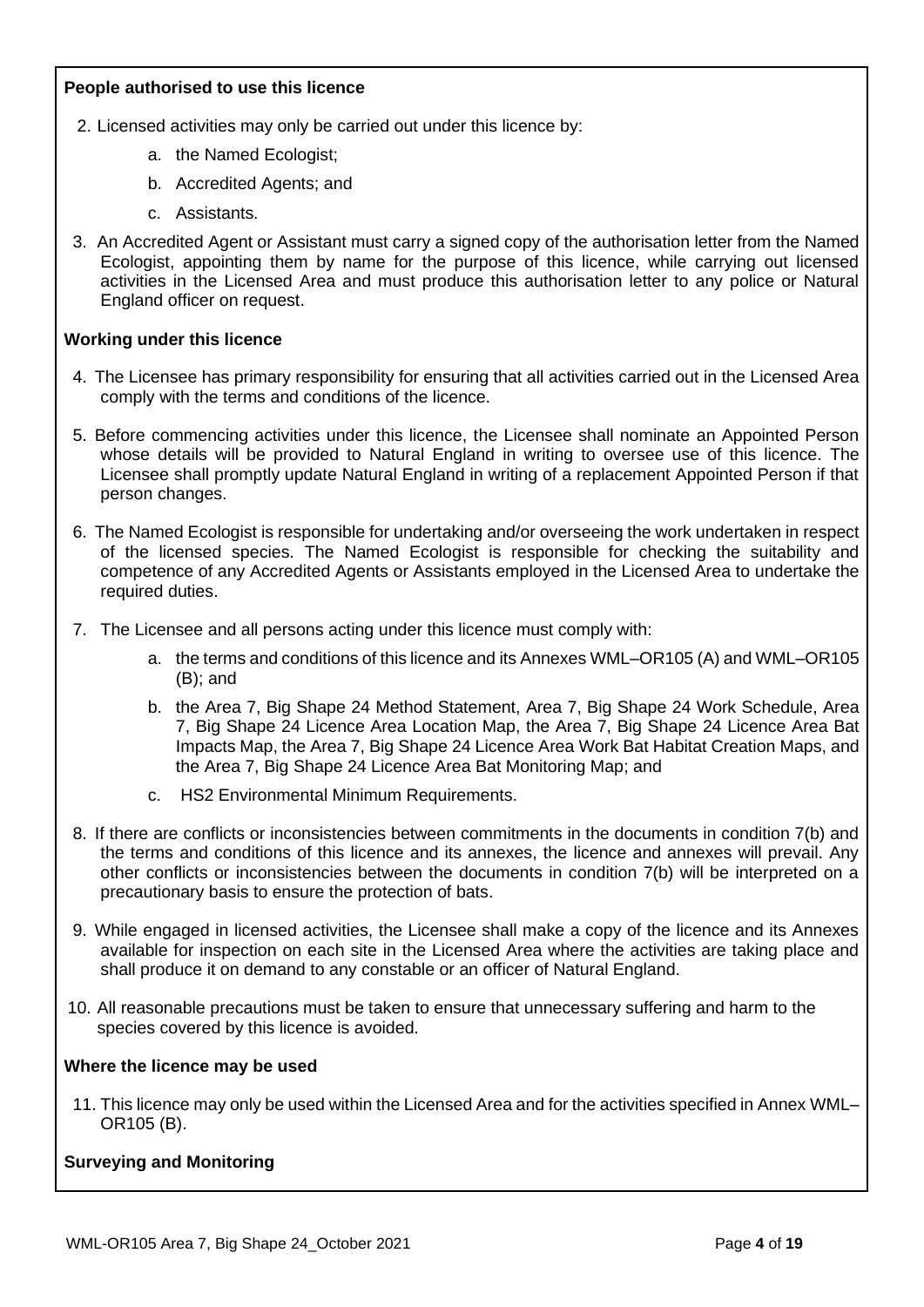**People authorised to use this licence**

2. Licensed activities may only be carried out under this licence by:
    a. the Named Ecologist;
    b. Accredited Agents; and
    c. Assistants.
3. An Accredited Agent or Assistant must carry a signed copy of the authorisation letter from the Named Ecologist, appointing them by name for the purpose of this licence, while carrying out licensed activities in the Licensed Area and must produce this authorisation letter to any police or Natural England officer on request.

**Working under this licence**

4. The Licensee has primary responsibility for ensuring that all activities carried out in the Licensed Area comply with the terms and conditions of the licence.
5. Before commencing activities under this licence, the Licensee shall nominate an Appointed Person whose details will be provided to Natural England in writing to oversee use of this licence. The Licensee shall promptly update Natural England in writing of a replacement Appointed Person if that person changes.
6. The Named Ecologist is responsible for undertaking and/or overseeing the work undertaken in respect of the licensed species. The Named Ecologist is responsible for checking the suitability and competence of any Accredited Agents or Assistants employed in the Licensed Area to undertake the required duties.
7. The Licensee and all persons acting under this licence must comply with:
    a. the terms and conditions of this licence and its Annexes WML–OR105 (A) and WML–OR105 (B); and
    b. the Area 7, Big Shape 24 Method Statement, Area 7, Big Shape 24 Work Schedule, Area 7, Big Shape 24 Licence Area Location Map, the Area 7, Big Shape 24 Licence Area Bat Impacts Map, the Area 7, Big Shape 24 Licence Area Work Bat Habitat Creation Maps, and the Area 7, Big Shape 24 Licence Area Bat Monitoring Map; and
    c. HS2 Environmental Minimum Requirements.
8. If there are conflicts or inconsistencies between commitments in the documents in condition 7(b) and the terms and conditions of this licence and its annexes, the licence and annexes will prevail. Any other conflicts or inconsistencies between the documents in condition 7(b) will be interpreted on a precautionary basis to ensure the protection of bats.
9. While engaged in licensed activities, the Licensee shall make a copy of the licence and its Annexes available for inspection on each site in the Licensed Area where the activities are taking place and shall produce it on demand to any constable or an officer of Natural England.
10. All reasonable precautions must be taken to ensure that unnecessary suffering and harm to the species covered by this licence is avoided.

**Where the licence may be used**

11. This licence may only be used within the Licensed Area and for the activities specified in Annex WML–OR105 (B).

**Surveying and Monitoring**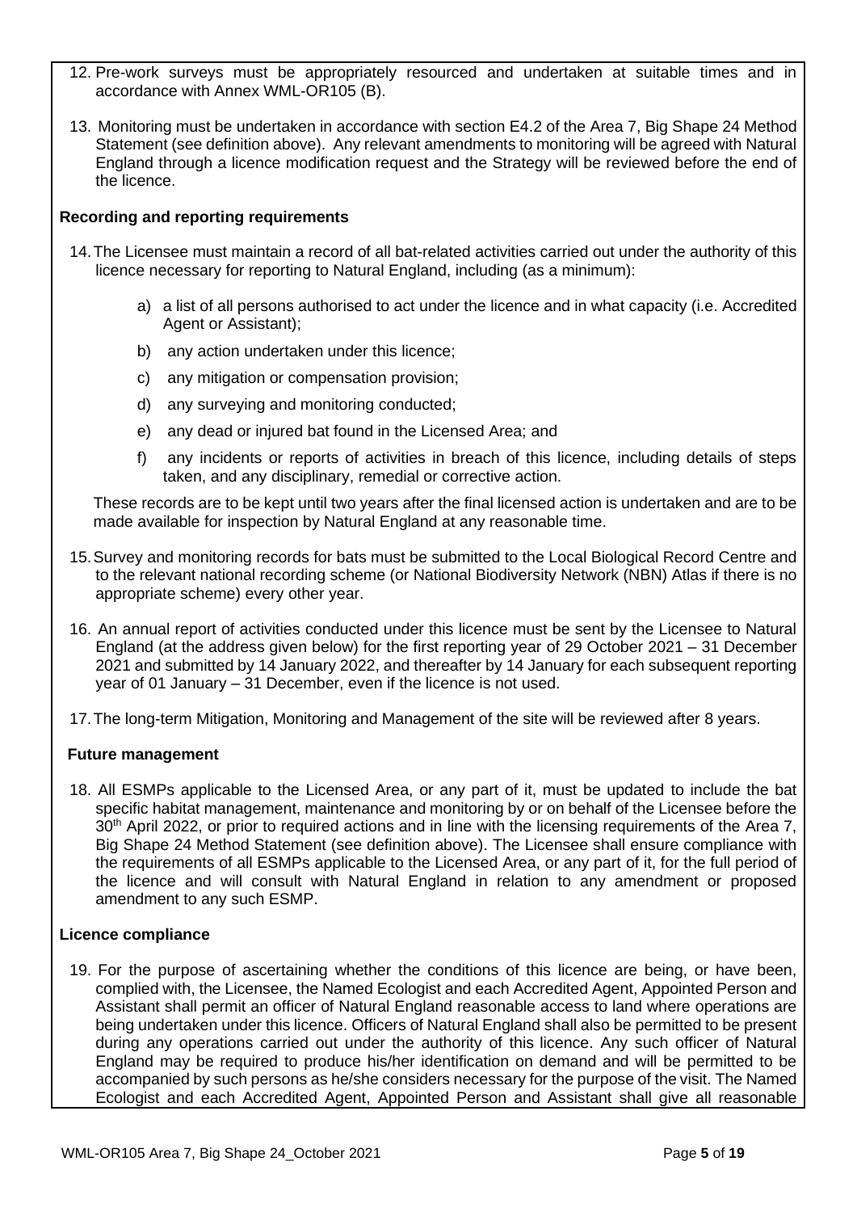12. Pre-work surveys must be appropriately resourced and undertaken at suitable times and in accordance with Annex WML-OR105 (B).

13. Monitoring must be undertaken in accordance with section E4.2 of the Area 7, Big Shape 24 Method Statement (see definition above). Any relevant amendments to monitoring will be agreed with Natural England through a licence modification request and the Strategy will be reviewed before the end of the licence.

**Recording and reporting requirements**

14. The Licensee must maintain a record of all bat-related activities carried out under the authority of this licence necessary for reporting to Natural England, including (as a minimum):

    a) a list of all persons authorised to act under the licence and in what capacity (i.e. Accredited Agent or Assistant);

    b) any action undertaken under this licence;

    c) any mitigation or compensation provision;

    d) any surveying and monitoring conducted;

    e) any dead or injured bat found in the Licensed Area; and

    f) any incidents or reports of activities in breach of this licence, including details of steps taken, and any disciplinary, remedial or corrective action.

    These records are to be kept until two years after the final licensed action is undertaken and are to be made available for inspection by Natural England at any reasonable time.

15. Survey and monitoring records for bats must be submitted to the Local Biological Record Centre and to the relevant national recording scheme (or National Biodiversity Network (NBN) Atlas if there is no appropriate scheme) every other year.

16. An annual report of activities conducted under this licence must be sent by the Licensee to Natural England (at the address given below) for the first reporting year of 29 October 2021 – 31 December 2021 and submitted by 14 January 2022, and thereafter by 14 January for each subsequent reporting year of 01 January – 31 December, even if the licence is not used.

17. The long-term Mitigation, Monitoring and Management of the site will be reviewed after 8 years.

**Future management**

18. All ESMPs applicable to the Licensed Area, or any part of it, must be updated to include the bat specific habitat management, maintenance and monitoring by or on behalf of the Licensee before the 30th April 2022, or prior to required actions and in line with the licensing requirements of the Area 7, Big Shape 24 Method Statement (see definition above). The Licensee shall ensure compliance with the requirements of all ESMPs applicable to the Licensed Area, or any part of it, for the full period of the licence and will consult with Natural England in relation to any amendment or proposed amendment to any such ESMP.

**Licence compliance**

19. For the purpose of ascertaining whether the conditions of this licence are being, or have been, complied with, the Licensee, the Named Ecologist and each Accredited Agent, Appointed Person and Assistant shall permit an officer of Natural England reasonable access to land where operations are being undertaken under this licence. Officers of Natural England shall also be permitted to be present during any operations carried out under the authority of this licence. Any such officer of Natural England may be required to produce his/her identification on demand and will be permitted to be accompanied by such persons as he/she considers necessary for the purpose of the visit. The Named Ecologist and each Accredited Agent, Appointed Person and Assistant shall give all reasonable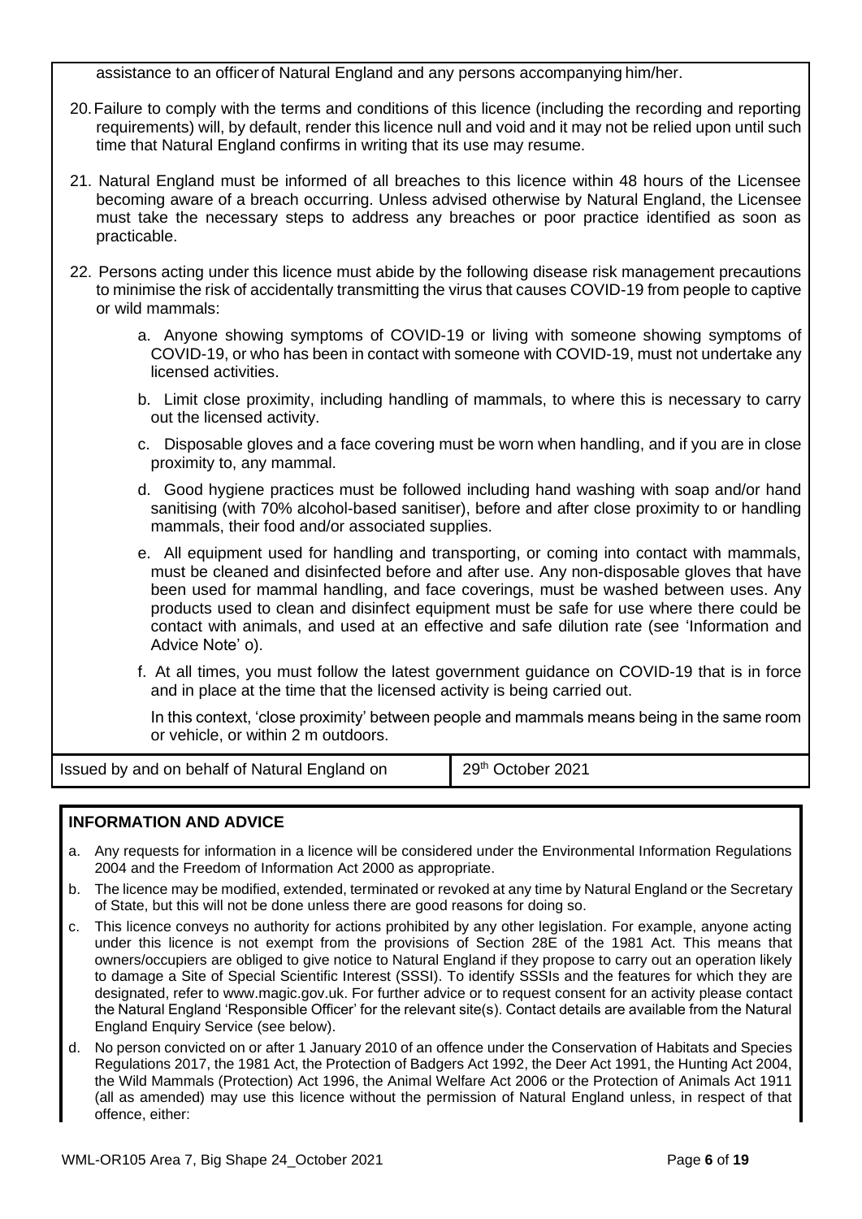assistance to an officer of Natural England and any persons accompanying him/her.

20. Failure to comply with the terms and conditions of this licence (including the recording and reporting requirements) will, by default, render this licence null and void and it may not be relied upon until such time that Natural England confirms in writing that its use may resume.

21. Natural England must be informed of all breaches to this licence within 48 hours of the Licensee becoming aware of a breach occurring. Unless advised otherwise by Natural England, the Licensee must take the necessary steps to address any breaches or poor practice identified as soon as practicable.

22. Persons acting under this licence must abide by the following disease risk management precautions to minimise the risk of accidentally transmitting the virus that causes COVID-19 from people to captive or wild mammals:

    a. Anyone showing symptoms of COVID-19 or living with someone showing symptoms of COVID-19, or who has been in contact with someone with COVID-19, must not undertake any licensed activities.

    b. Limit close proximity, including handling of mammals, to where this is necessary to carry out the licensed activity.

    c. Disposable gloves and a face covering must be worn when handling, and if you are in close proximity to, any mammal.

    d. Good hygiene practices must be followed including hand washing with soap and/or hand sanitising (with 70% alcohol-based sanitiser), before and after close proximity to or handling mammals, their food and/or associated supplies.

    e. All equipment used for handling and transporting, or coming into contact with mammals, must be cleaned and disinfected before and after use. Any non-disposable gloves that have been used for mammal handling, and face coverings, must be washed between uses. Any products used to clean and disinfect equipment must be safe for use where there could be contact with animals, and used at an effective and safe dilution rate (see 'Information and Advice Note' o).

    f. At all times, you must follow the latest government guidance on COVID-19 that is in force and in place at the time that the licensed activity is being carried out.

    In this context, 'close proximity' between people and mammals means being in the same room or vehicle, or within 2 m outdoors.

| Issued by and on behalf of Natural England on | 29th October 2021 |
|---|---|

## INFORMATION AND ADVICE

a. Any requests for information in a licence will be considered under the Environmental Information Regulations 2004 and the Freedom of Information Act 2000 as appropriate.

b. The licence may be modified, extended, terminated or revoked at any time by Natural England or the Secretary of State, but this will not be done unless there are good reasons for doing so.

c. This licence conveys no authority for actions prohibited by any other legislation. For example, anyone acting under this licence is not exempt from the provisions of Section 28E of the 1981 Act. This means that owners/occupiers are obliged to give notice to Natural England if they propose to carry out an operation likely to damage a Site of Special Scientific Interest (SSSI). To identify SSSIs and the features for which they are designated, refer to www.magic.gov.uk. For further advice or to request consent for an activity please contact the Natural England 'Responsible Officer' for the relevant site(s). Contact details are available from the Natural England Enquiry Service (see below).

d. No person convicted on or after 1 January 2010 of an offence under the Conservation of Habitats and Species Regulations 2017, the 1981 Act, the Protection of Badgers Act 1992, the Deer Act 1991, the Hunting Act 2004, the Wild Mammals (Protection) Act 1996, the Animal Welfare Act 2006 or the Protection of Animals Act 1911 (all as amended) may use this licence without the permission of Natural England unless, in respect of that offence, either: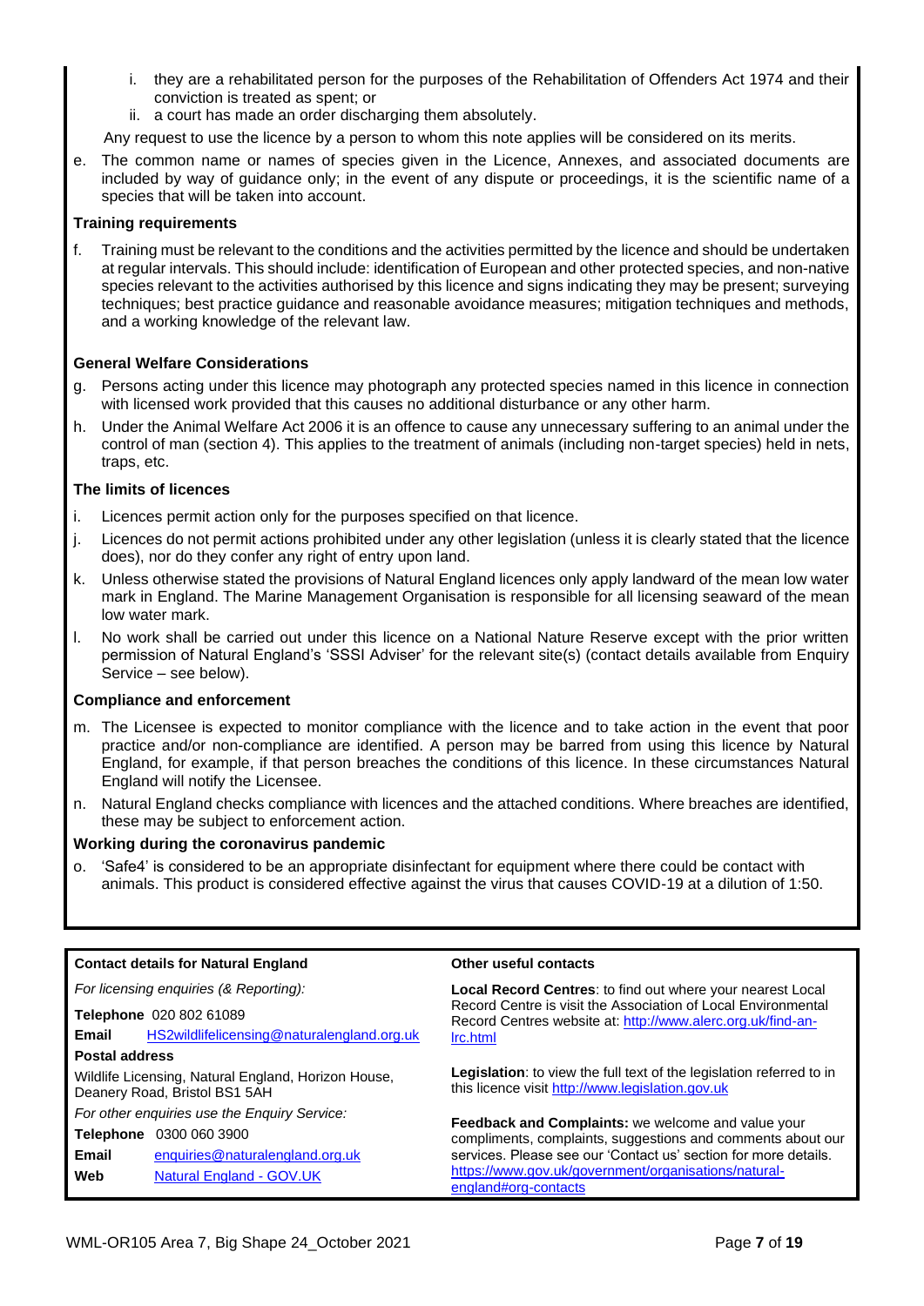i. they are a rehabilitated person for the purposes of the Rehabilitation of Offenders Act 1974 and their conviction is treated as spent; or
   ii. a court has made an order discharging them absolutely.

   Any request to use the licence by a person to whom this note applies will be considered on its merits.

e. The common name or names of species given in the Licence, Annexes, and associated documents are included by way of guidance only; in the event of any dispute or proceedings, it is the scientific name of a species that will be taken into account.

**Training requirements**

f. Training must be relevant to the conditions and the activities permitted by the licence and should be undertaken at regular intervals. This should include: identification of European and other protected species, and non-native species relevant to the activities authorised by this licence and signs indicating they may be present; surveying techniques; best practice guidance and reasonable avoidance measures; mitigation techniques and methods, and a working knowledge of the relevant law.

**General Welfare Considerations**

g. Persons acting under this licence may photograph any protected species named in this licence in connection with licensed work provided that this causes no additional disturbance or any other harm.

h. Under the Animal Welfare Act 2006 it is an offence to cause any unnecessary suffering to an animal under the control of man (section 4). This applies to the treatment of animals (including non-target species) held in nets, traps, etc.

**The limits of licences**

i. Licences permit action only for the purposes specified on that licence.

j. Licences do not permit actions prohibited under any other legislation (unless it is clearly stated that the licence does), nor do they confer any right of entry upon land.

k. Unless otherwise stated the provisions of Natural England licences only apply landward of the mean low water mark in England. The Marine Management Organisation is responsible for all licensing seaward of the mean low water mark.

l. No work shall be carried out under this licence on a National Nature Reserve except with the prior written permission of Natural England's 'SSSI Adviser' for the relevant site(s) (contact details available from Enquiry Service – see below).

**Compliance and enforcement**

m. The Licensee is expected to monitor compliance with the licence and to take action in the event that poor practice and/or non-compliance are identified. A person may be barred from using this licence by Natural England, for example, if that person breaches the conditions of this licence. In these circumstances Natural England will notify the Licensee.

n. Natural England checks compliance with licences and the attached conditions. Where breaches are identified, these may be subject to enforcement action.

**Working during the coronavirus pandemic**

o. 'Safe4' is considered to be an appropriate disinfectant for equipment where there could be contact with animals. This product is considered effective against the virus that causes COVID-19 at a dilution of 1:50.

**Contact details for Natural England**

*For licensing enquiries (& Reporting):*

**Telephone** 020 802 61089

**Email** HS2wildlifelicensing@naturalengland.org.uk

**Postal address**

Wildlife Licensing, Natural England, Horizon House, Deanery Road, Bristol BS1 5AH

*For other enquiries use the Enquiry Service:*

**Telephone** 0300 060 3900

**Email** enquiries@naturalengland.org.uk

**Web** Natural England - GOV.UK

**Other useful contacts**

**Local Record Centres**: to find out where your nearest Local Record Centre is visit the Association of Local Environmental Record Centres website at: http://www.alerc.org.uk/find-an-lrc.html

**Legislation**: to view the full text of the legislation referred to in this licence visit http://www.legislation.gov.uk

**Feedback and Complaints:** we welcome and value your compliments, complaints, suggestions and comments about our services. Please see our 'Contact us' section for more details. https://www.gov.uk/government/organisations/natural-england#org-contacts

WML-OR105 Area 7, Big Shape 24_October 2021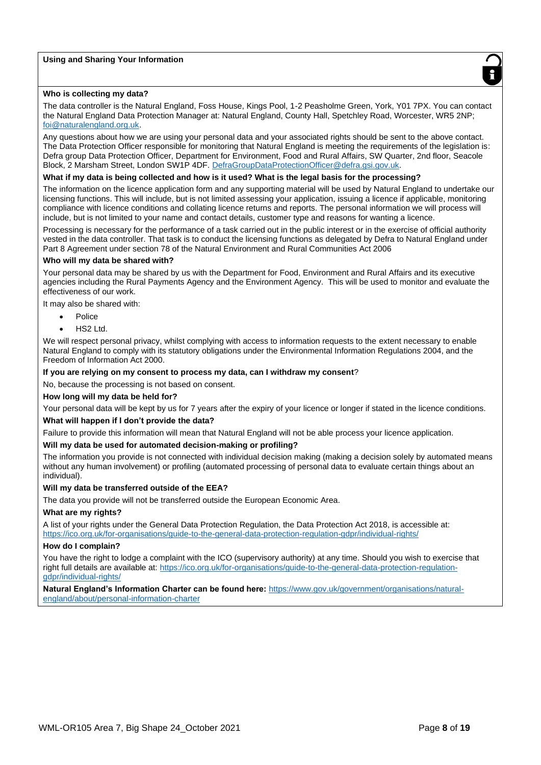## Using and Sharing Your Information

**Who is collecting my data?**

The data controller is the Natural England, Foss House, Kings Pool, 1-2 Peasholme Green, York, Y01 7PX. You can contact the Natural England Data Protection Manager at: Natural England, County Hall, Spetchley Road, Worcester, WR5 2NP; foi@naturalengland.org.uk.

Any questions about how we are using your personal data and your associated rights should be sent to the above contact. The Data Protection Officer responsible for monitoring that Natural England is meeting the requirements of the legislation is: Defra group Data Protection Officer, Department for Environment, Food and Rural Affairs, SW Quarter, 2nd floor, Seacole Block, 2 Marsham Street, London SW1P 4DF. DefraGroupDataProtectionOfficer@defra.gsi.gov.uk.

**What if my data is being collected and how is it used? What is the legal basis for the processing?**

The information on the licence application form and any supporting material will be used by Natural England to undertake our licensing functions. This will include, but is not limited assessing your application, issuing a licence if applicable, monitoring compliance with licence conditions and collating licence returns and reports. The personal information we will process will include, but is not limited to your name and contact details, customer type and reasons for wanting a licence.

Processing is necessary for the performance of a task carried out in the public interest or in the exercise of official authority vested in the data controller. That task is to conduct the licensing functions as delegated by Defra to Natural England under Part 8 Agreement under section 78 of the Natural Environment and Rural Communities Act 2006

**Who will my data be shared with?**

Your personal data may be shared by us with the Department for Food, Environment and Rural Affairs and its executive agencies including the Rural Payments Agency and the Environment Agency. This will be used to monitor and evaluate the effectiveness of our work.

It may also be shared with:

- Police
- HS2 Ltd.

We will respect personal privacy, whilst complying with access to information requests to the extent necessary to enable Natural England to comply with its statutory obligations under the Environmental Information Regulations 2004, and the Freedom of Information Act 2000.

**If you are relying on my consent to process my data, can I withdraw my consent**?

No, because the processing is not based on consent.

**How long will my data be held for?**

Your personal data will be kept by us for 7 years after the expiry of your licence or longer if stated in the licence conditions.

**What will happen if I don't provide the data?**

Failure to provide this information will mean that Natural England will not be able process your licence application.

**Will my data be used for automated decision-making or profiling?**

The information you provide is not connected with individual decision making (making a decision solely by automated means without any human involvement) or profiling (automated processing of personal data to evaluate certain things about an individual).

**Will my data be transferred outside of the EEA?**

The data you provide will not be transferred outside the European Economic Area.

**What are my rights?**

A list of your rights under the General Data Protection Regulation, the Data Protection Act 2018, is accessible at: https://ico.org.uk/for-organisations/guide-to-the-general-data-protection-regulation-gdpr/individual-rights/

**How do I complain?**

You have the right to lodge a complaint with the ICO (supervisory authority) at any time. Should you wish to exercise that right full details are available at: https://ico.org.uk/for-organisations/guide-to-the-general-data-protection-regulation-gdpr/individual-rights/

**Natural England's Information Charter can be found here:** https://www.gov.uk/government/organisations/natural-england/about/personal-information-charter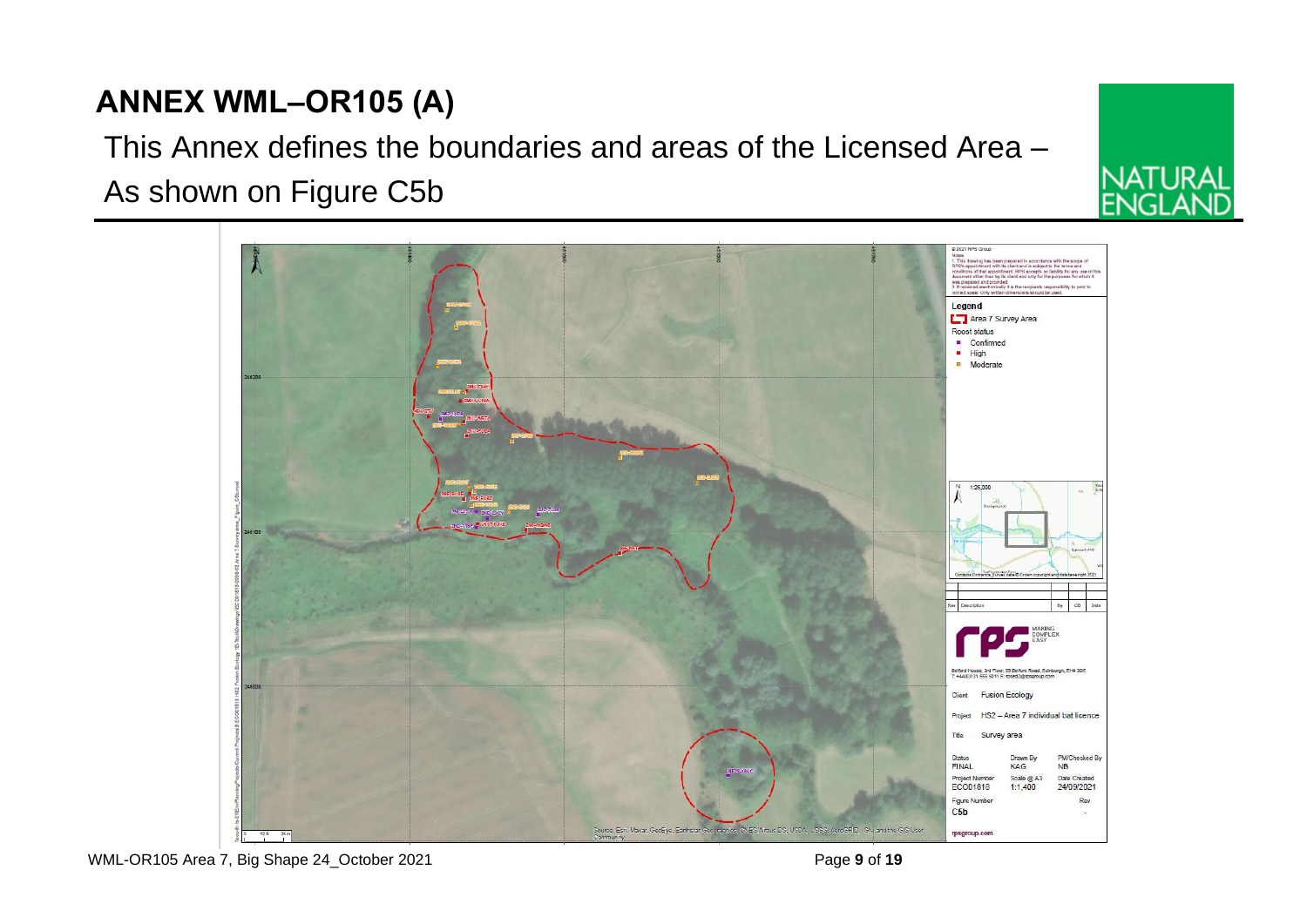# ANNEX WML–OR105 (A)

This Annex defines the boundaries and areas of the Licensed Area –

As shown on Figure C5b

NATURAL ENGLAND

© 2021 RPS Group

Notes

1. This drawing has been prepared in accordance with the scope of RPS's appointment with its client and is subject to the terms and conditions of that appointment. RPS accepts no liability for any use of this document other than by its client and only for the purposes for which it was prepared and provided.
2. If received electronically it is the recipients responsibility to print to correct scale. Only written dimensions should be used.

**Legend**

- Area 7 Survey Area

Roost status

- Confirmed
- High
- Moderate

1:25,000

Contains Ordnance Survey data © Crown copyright and database right 2021

| Rev | Description | By | CB | Date |
|---|---|---|---|---|

rps MAKING COMPLEX EASY

Belford House, 3rd Floor, 59 Belford Road, Edinburgh, EH4 3DE

T: +44(0)131 555 5011 E: rpsedi@rpsgroup.com

| | |
|---|---|
| Client | Fusion Ecology |
| Project | HS2 – Area 7 individual bat licence |
| Title | Survey area |

| Status | Drawn By | PM/Checked By |
|---|---|---|
| FINAL | KAG | NB |
| Project Number | Scale @ A3 | Date Created |
| ECO01818 | 1:1,400 | 24/09/2021 |
| Figure Number | | Rev |
| C5b | | - |

rpsgroup.com

Source: Esri, Maxar, GeoEye, Earthstar Geographics, CNES/Airbus DS, USDA, USGS, AeroGRID, IGN, and the GIS User Community

WML-OR105 Area 7, Big Shape 24_October 2021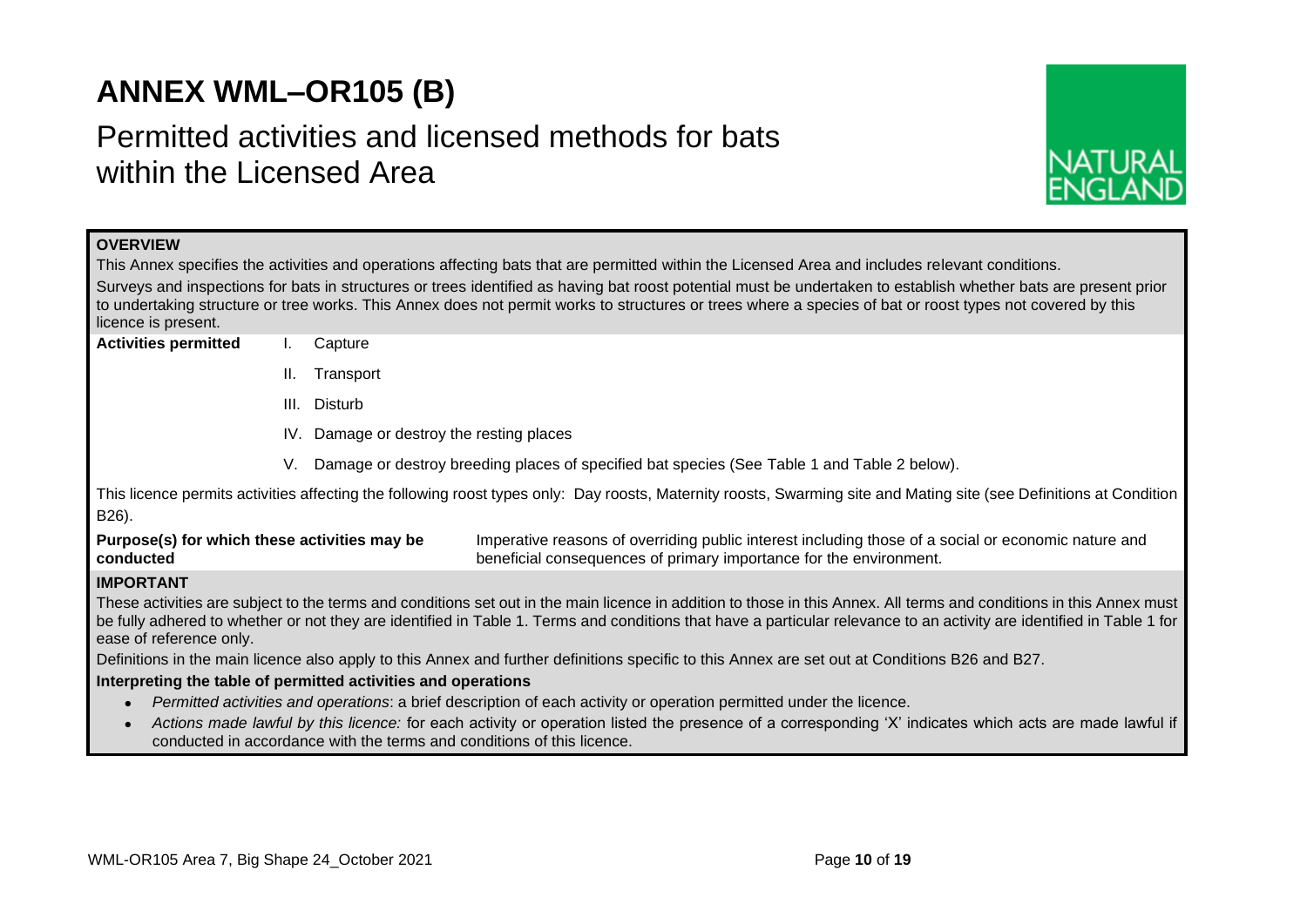# ANNEX WML–OR105 (B)

## Permitted activities and licensed methods for bats within the Licensed Area

NATURAL ENGLAND

**OVERVIEW**

This Annex specifies the activities and operations affecting bats that are permitted within the Licensed Area and includes relevant conditions.

Surveys and inspections for bats in structures or trees identified as having bat roost potential must be undertaken to establish whether bats are present prior to undertaking structure or tree works. This Annex does not permit works to structures or trees where a species of bat or roost types not covered by this licence is present.

**Activities permitted**

I. Capture

II. Transport

III. Disturb

IV. Damage or destroy the resting places

V. Damage or destroy breeding places of specified bat species (See Table 1 and Table 2 below).

This licence permits activities affecting the following roost types only: Day roosts, Maternity roosts, Swarming site and Mating site (see Definitions at Condition B26).

**Purpose(s) for which these activities may be conducted**: Imperative reasons of overriding public interest including those of a social or economic nature and beneficial consequences of primary importance for the environment.

**IMPORTANT**

These activities are subject to the terms and conditions set out in the main licence in addition to those in this Annex. All terms and conditions in this Annex must be fully adhered to whether or not they are identified in Table 1. Terms and conditions that have a particular relevance to an activity are identified in Table 1 for ease of reference only.

Definitions in the main licence also apply to this Annex and further definitions specific to this Annex are set out at Conditions B26 and B27.

**Interpreting the table of permitted activities and operations**

- *Permitted activities and operations*: a brief description of each activity or operation permitted under the licence.
- *Actions made lawful by this licence:* for each activity or operation listed the presence of a corresponding 'X' indicates which acts are made lawful if conducted in accordance with the terms and conditions of this licence.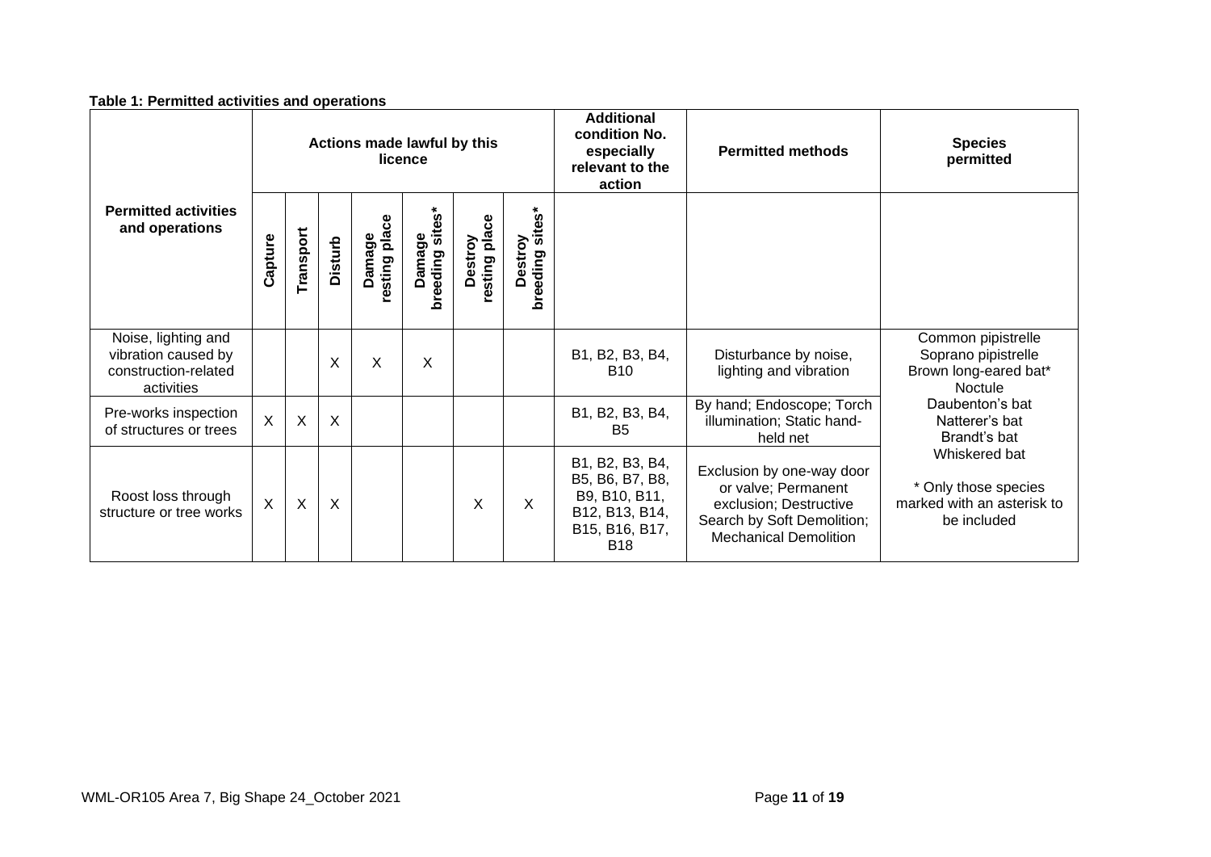**Table 1: Permitted activities and operations**

| Permitted activities and operations | Actions made lawful by this licence | | | | | | | Additional condition No. especially relevant to the action | Permitted methods | Species permitted |
|---|---|---|---|---|---|---|---|---|---|---|
| | Capture | Transport | Disturb | Damage resting place | Damage breeding sites* | Destroy resting place | Destroy breeding sites* | | | |
| Noise, lighting and vibration caused by construction-related activities | | | X | X | X | | | B1, B2, B3, B4, B10 | Disturbance by noise, lighting and vibration | Common pipistrelle<br>Soprano pipistrelle<br>Brown long-eared bat*<br>Noctule<br>Daubenton's bat<br>Natterer's bat<br>Brandt's bat<br>Whiskered bat<br><br>* Only those species marked with an asterisk to be included |
| Pre-works inspection of structures or trees | X | X | X | | | | | B1, B2, B3, B4, B5 | By hand; Endoscope; Torch illumination; Static hand-held net | |
| Roost loss through structure or tree works | X | X | X | | | X | X | B1, B2, B3, B4, B5, B6, B7, B8, B9, B10, B11, B12, B13, B14, B15, B16, B17, B18 | Exclusion by one-way door or valve; Permanent exclusion; Destructive Search by Soft Demolition; Mechanical Demolition | |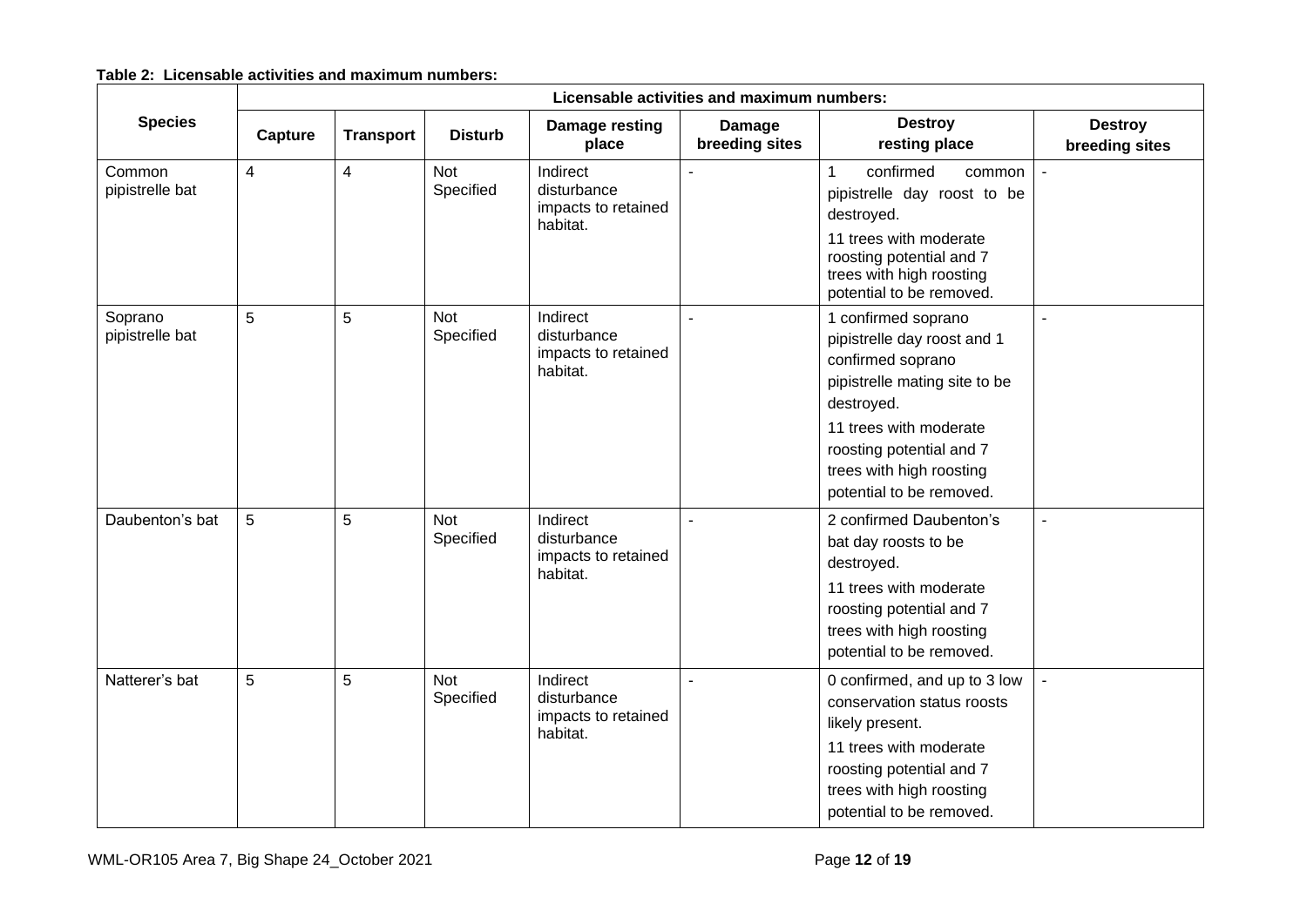**Table 2: Licensable activities and maximum numbers:**

| Species | Licensable activities and maximum numbers: | | | | | | |
|---|---|---|---|---|---|---|---|
| | **Capture** | **Transport** | **Disturb** | **Damage resting place** | **Damage breeding sites** | **Destroy resting place** | **Destroy breeding sites** |
| Common pipistrelle bat | 4 | 4 | Not Specified | Indirect disturbance impacts to retained habitat. | - | 1 confirmed common pipistrelle day roost to be destroyed. 11 trees with moderate roosting potential and 7 trees with high roosting potential to be removed. | - |
| Soprano pipistrelle bat | 5 | 5 | Not Specified | Indirect disturbance impacts to retained habitat. | - | 1 confirmed soprano pipistrelle day roost and 1 confirmed soprano pipistrelle mating site to be destroyed. 11 trees with moderate roosting potential and 7 trees with high roosting potential to be removed. | - |
| Daubenton's bat | 5 | 5 | Not Specified | Indirect disturbance impacts to retained habitat. | - | 2 confirmed Daubenton's bat day roosts to be destroyed. 11 trees with moderate roosting potential and 7 trees with high roosting potential to be removed. | - |
| Natterer's bat | 5 | 5 | Not Specified | Indirect disturbance impacts to retained habitat. | - | 0 confirmed, and up to 3 low conservation status roosts likely present. 11 trees with moderate roosting potential and 7 trees with high roosting potential to be removed. | - |

WML-OR105 Area 7, Big Shape 24_October 2021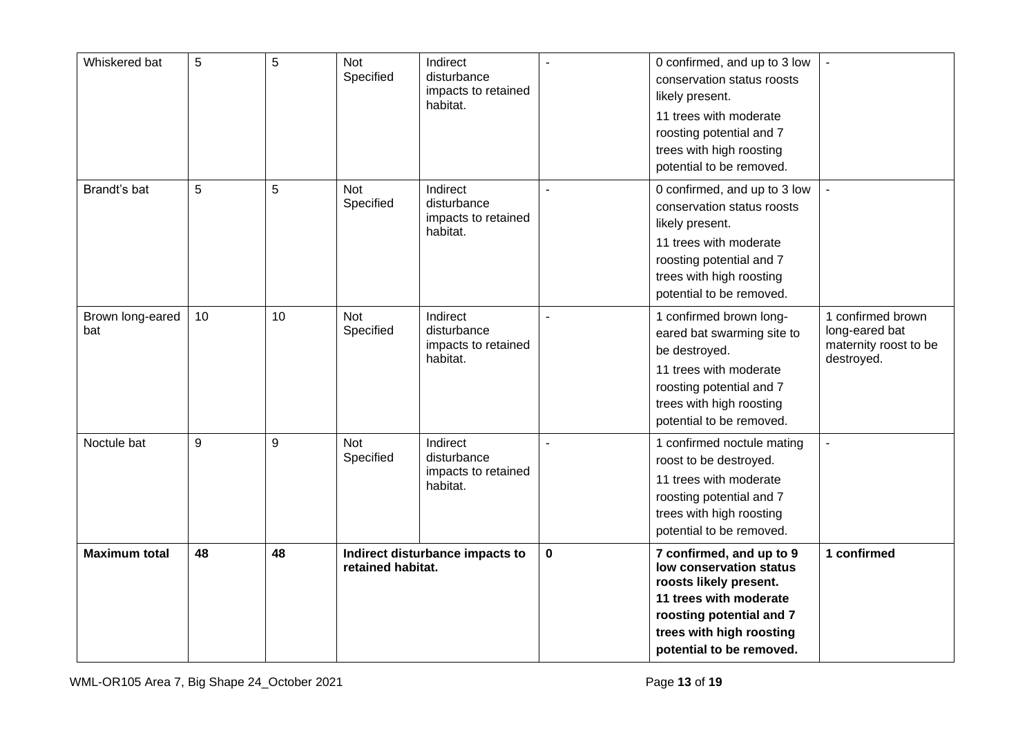| Whiskered bat | 5 | 5 | Not Specified | Indirect disturbance impacts to retained habitat. | - | 0 confirmed, and up to 3 low conservation status roosts likely present.<br>11 trees with moderate roosting potential and 7 trees with high roosting potential to be removed. | - |
|---|---|---|---|---|---|---|---|
| Brandt's bat | 5 | 5 | Not Specified | Indirect disturbance impacts to retained habitat. | - | 0 confirmed, and up to 3 low conservation status roosts likely present.<br>11 trees with moderate roosting potential and 7 trees with high roosting potential to be removed. | - |
| Brown long-eared bat | 10 | 10 | Not Specified | Indirect disturbance impacts to retained habitat. | - | 1 confirmed brown long-eared bat swarming site to be destroyed.<br>11 trees with moderate roosting potential and 7 trees with high roosting potential to be removed. | 1 confirmed brown long-eared bat maternity roost to be destroyed. |
| Noctule bat | 9 | 9 | Not Specified | Indirect disturbance impacts to retained habitat. | - | 1 confirmed noctule mating roost to be destroyed.<br>11 trees with moderate roosting potential and 7 trees with high roosting potential to be removed. | - |
| **Maximum total** | **48** | **48** | **Indirect disturbance impacts to retained habitat.** | | **0** | **7 confirmed, and up to 9 low conservation status roosts likely present.**<br>**11 trees with moderate roosting potential and 7 trees with high roosting potential to be removed.** | **1 confirmed** |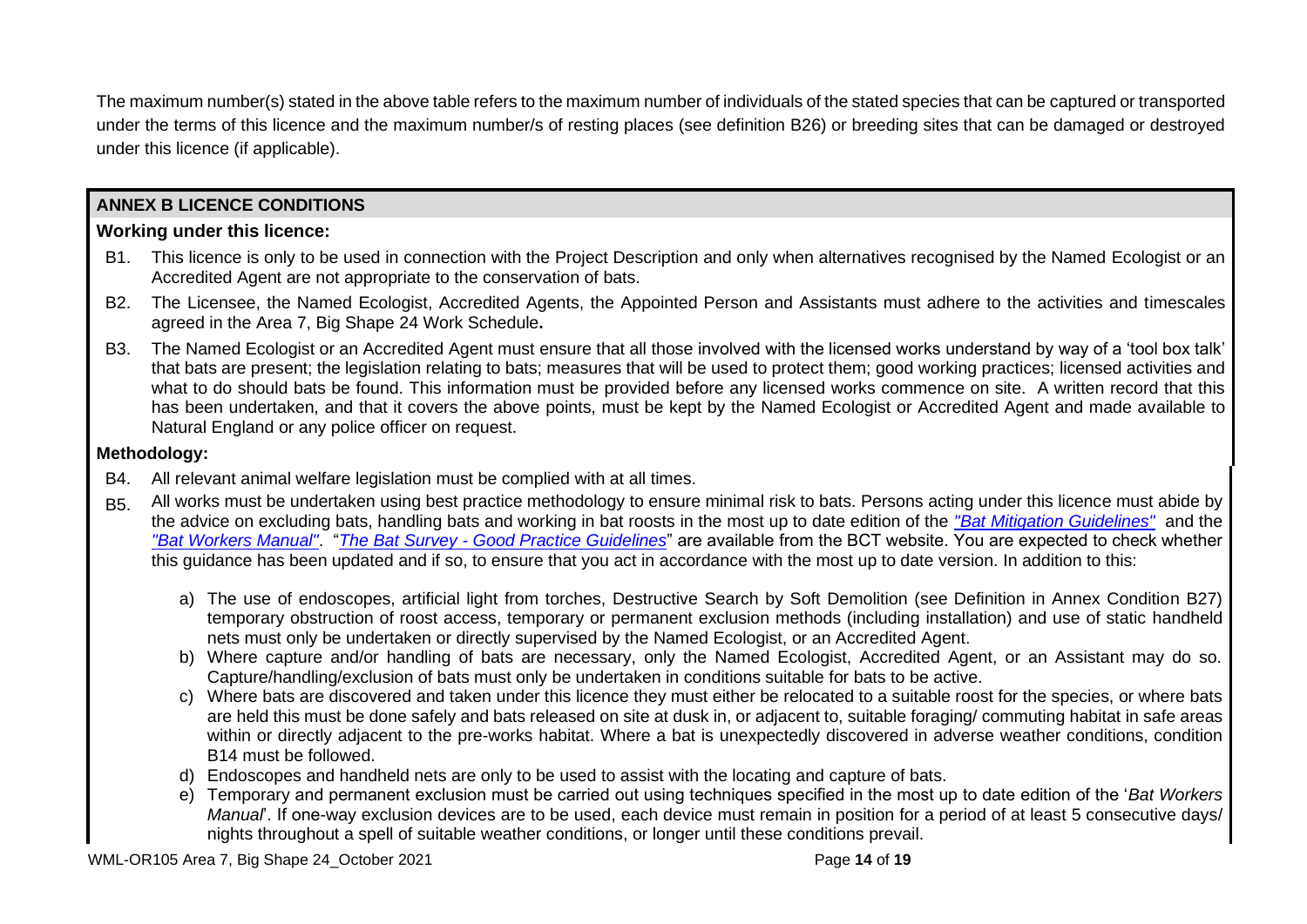The maximum number(s) stated in the above table refers to the maximum number of individuals of the stated species that can be captured or transported under the terms of this licence and the maximum number/s of resting places (see definition B26) or breeding sites that can be damaged or destroyed under this licence (if applicable).

## ANNEX B LICENCE CONDITIONS

### Working under this licence:

B1. This licence is only to be used in connection with the Project Description and only when alternatives recognised by the Named Ecologist or an Accredited Agent are not appropriate to the conservation of bats.

B2. The Licensee, the Named Ecologist, Accredited Agents, the Appointed Person and Assistants must adhere to the activities and timescales agreed in the Area 7, Big Shape 24 Work Schedule**.**

B3. The Named Ecologist or an Accredited Agent must ensure that all those involved with the licensed works understand by way of a 'tool box talk' that bats are present; the legislation relating to bats; measures that will be used to protect them; good working practices; licensed activities and what to do should bats be found. This information must be provided before any licensed works commence on site. A written record that this has been undertaken, and that it covers the above points, must be kept by the Named Ecologist or Accredited Agent and made available to Natural England or any police officer on request.

### Methodology:

B4. All relevant animal welfare legislation must be complied with at all times.

B5. All works must be undertaken using best practice methodology to ensure minimal risk to bats. Persons acting under this licence must abide by the advice on excluding bats, handling bats and working in bat roosts in the most up to date edition of the *"Bat Mitigation Guidelines"* and the *"Bat Workers Manual"*. "*The Bat Survey - Good Practice Guidelines*" are available from the BCT website. You are expected to check whether this guidance has been updated and if so, to ensure that you act in accordance with the most up to date version. In addition to this:

a) The use of endoscopes, artificial light from torches, Destructive Search by Soft Demolition (see Definition in Annex Condition B27) temporary obstruction of roost access, temporary or permanent exclusion methods (including installation) and use of static handheld nets must only be undertaken or directly supervised by the Named Ecologist, or an Accredited Agent.

b) Where capture and/or handling of bats are necessary, only the Named Ecologist, Accredited Agent, or an Assistant may do so. Capture/handling/exclusion of bats must only be undertaken in conditions suitable for bats to be active.

c) Where bats are discovered and taken under this licence they must either be relocated to a suitable roost for the species, or where bats are held this must be done safely and bats released on site at dusk in, or adjacent to, suitable foraging/ commuting habitat in safe areas within or directly adjacent to the pre-works habitat. Where a bat is unexpectedly discovered in adverse weather conditions, condition B14 must be followed.

d) Endoscopes and handheld nets are only to be used to assist with the locating and capture of bats.

e) Temporary and permanent exclusion must be carried out using techniques specified in the most up to date edition of the '*Bat Workers Manual*'. If one-way exclusion devices are to be used, each device must remain in position for a period of at least 5 consecutive days/ nights throughout a spell of suitable weather conditions, or longer until these conditions prevail.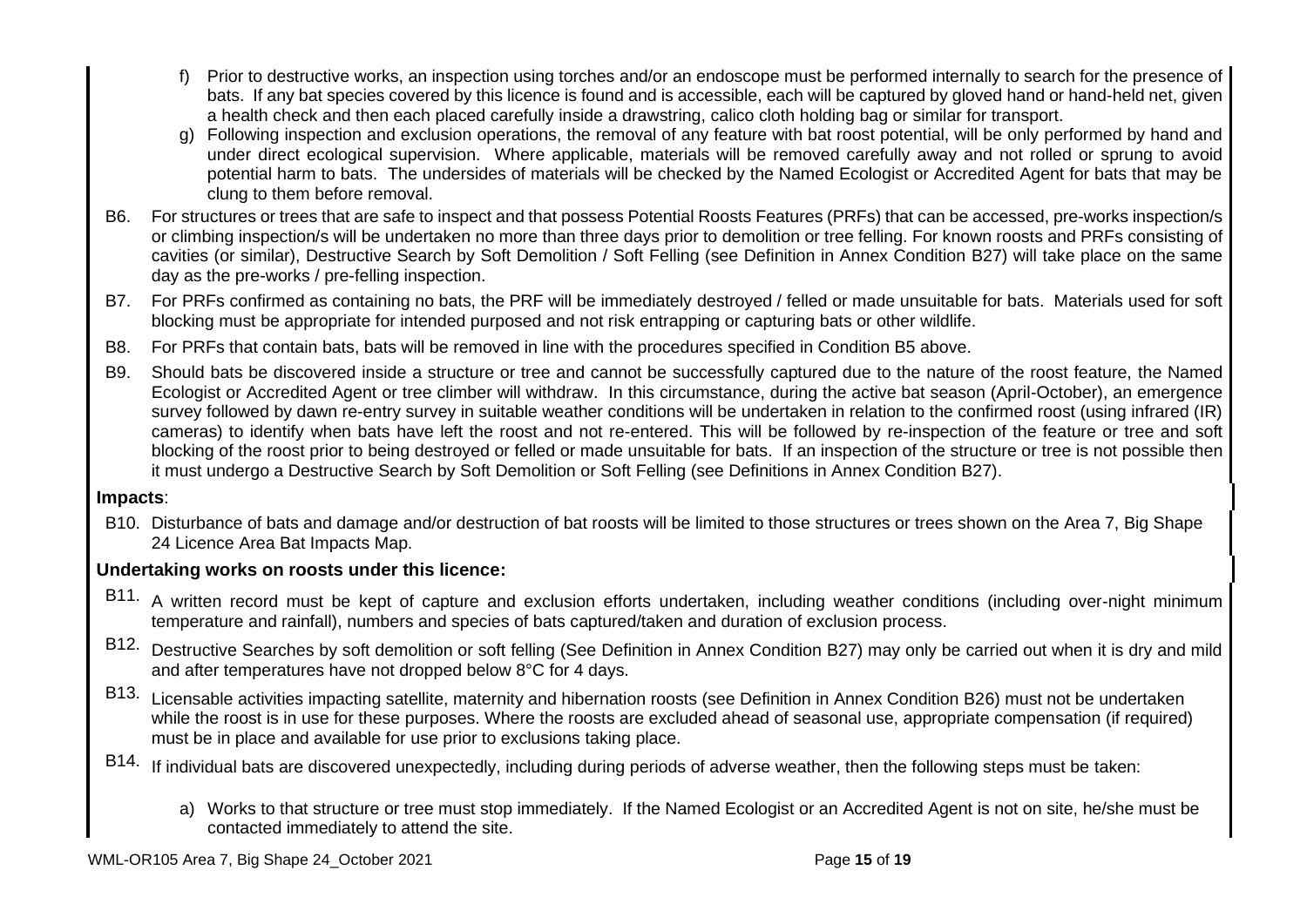f) Prior to destructive works, an inspection using torches and/or an endoscope must be performed internally to search for the presence of bats. If any bat species covered by this licence is found and is accessible, each will be captured by gloved hand or hand-held net, given a health check and then each placed carefully inside a drawstring, calico cloth holding bag or similar for transport.

g) Following inspection and exclusion operations, the removal of any feature with bat roost potential, will be only performed by hand and under direct ecological supervision. Where applicable, materials will be removed carefully away and not rolled or sprung to avoid potential harm to bats. The undersides of materials will be checked by the Named Ecologist or Accredited Agent for bats that may be clung to them before removal.

B6. For structures or trees that are safe to inspect and that possess Potential Roosts Features (PRFs) that can be accessed, pre-works inspection/s or climbing inspection/s will be undertaken no more than three days prior to demolition or tree felling. For known roosts and PRFs consisting of cavities (or similar), Destructive Search by Soft Demolition / Soft Felling (see Definition in Annex Condition B27) will take place on the same day as the pre-works / pre-felling inspection.

B7. For PRFs confirmed as containing no bats, the PRF will be immediately destroyed / felled or made unsuitable for bats. Materials used for soft blocking must be appropriate for intended purposed and not risk entrapping or capturing bats or other wildlife.

B8. For PRFs that contain bats, bats will be removed in line with the procedures specified in Condition B5 above.

B9. Should bats be discovered inside a structure or tree and cannot be successfully captured due to the nature of the roost feature, the Named Ecologist or Accredited Agent or tree climber will withdraw. In this circumstance, during the active bat season (April-October), an emergence survey followed by dawn re-entry survey in suitable weather conditions will be undertaken in relation to the confirmed roost (using infrared (IR) cameras) to identify when bats have left the roost and not re-entered. This will be followed by re-inspection of the feature or tree and soft blocking of the roost prior to being destroyed or felled or made unsuitable for bats. If an inspection of the structure or tree is not possible then it must undergo a Destructive Search by Soft Demolition or Soft Felling (see Definitions in Annex Condition B27).

**Impacts**:

B10. Disturbance of bats and damage and/or destruction of bat roosts will be limited to those structures or trees shown on the Area 7, Big Shape 24 Licence Area Bat Impacts Map.

**Undertaking works on roosts under this licence:**

B11. A written record must be kept of capture and exclusion efforts undertaken, including weather conditions (including over-night minimum temperature and rainfall), numbers and species of bats captured/taken and duration of exclusion process.

B12. Destructive Searches by soft demolition or soft felling (See Definition in Annex Condition B27) may only be carried out when it is dry and mild and after temperatures have not dropped below 8°C for 4 days.

B13. Licensable activities impacting satellite, maternity and hibernation roosts (see Definition in Annex Condition B26) must not be undertaken while the roost is in use for these purposes. Where the roosts are excluded ahead of seasonal use, appropriate compensation (if required) must be in place and available for use prior to exclusions taking place.

B14. If individual bats are discovered unexpectedly, including during periods of adverse weather, then the following steps must be taken:

a) Works to that structure or tree must stop immediately. If the Named Ecologist or an Accredited Agent is not on site, he/she must be contacted immediately to attend the site.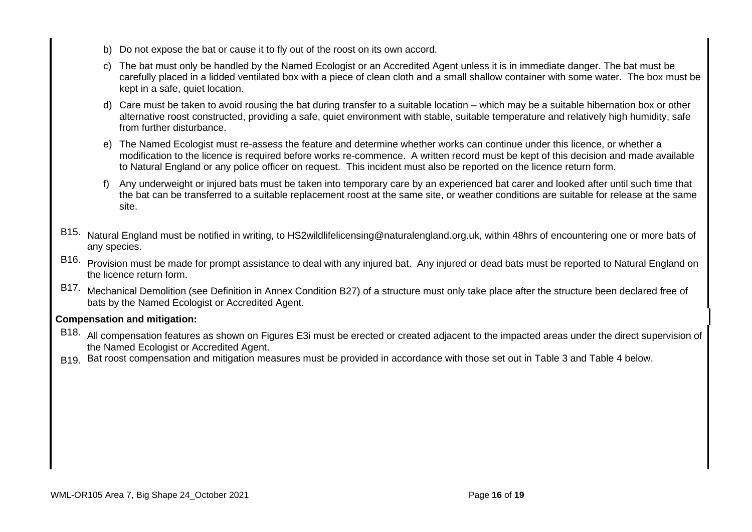b) Do not expose the bat or cause it to fly out of the roost on its own accord.

c) The bat must only be handled by the Named Ecologist or an Accredited Agent unless it is in immediate danger. The bat must be carefully placed in a lidded ventilated box with a piece of clean cloth and a small shallow container with some water. The box must be kept in a safe, quiet location.

d) Care must be taken to avoid rousing the bat during transfer to a suitable location – which may be a suitable hibernation box or other alternative roost constructed, providing a safe, quiet environment with stable, suitable temperature and relatively high humidity, safe from further disturbance.

e) The Named Ecologist must re-assess the feature and determine whether works can continue under this licence, or whether a modification to the licence is required before works re-commence. A written record must be kept of this decision and made available to Natural England or any police officer on request. This incident must also be reported on the licence return form.

f) Any underweight or injured bats must be taken into temporary care by an experienced bat carer and looked after until such time that the bat can be transferred to a suitable replacement roost at the same site, or weather conditions are suitable for release at the same site.

B15. Natural England must be notified in writing, to HS2wildlifelicensing@naturalengland.org.uk, within 48hrs of encountering one or more bats of any species.

B16. Provision must be made for prompt assistance to deal with any injured bat. Any injured or dead bats must be reported to Natural England on the licence return form.

B17. Mechanical Demolition (see Definition in Annex Condition B27) of a structure must only take place after the structure been declared free of bats by the Named Ecologist or Accredited Agent.

**Compensation and mitigation:**

B18. All compensation features as shown on Figures E3i must be erected or created adjacent to the impacted areas under the direct supervision of the Named Ecologist or Accredited Agent.

B19. Bat roost compensation and mitigation measures must be provided in accordance with those set out in Table 3 and Table 4 below.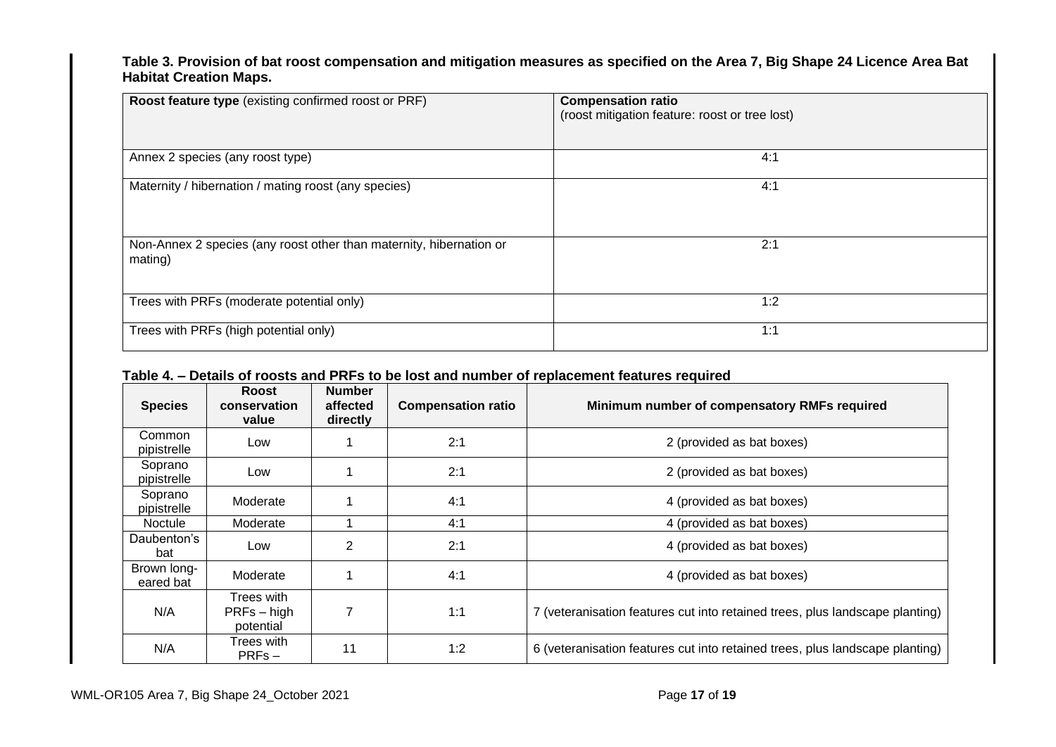**Table 3. Provision of bat roost compensation and mitigation measures as specified on the Area 7, Big Shape 24 Licence Area Bat Habitat Creation Maps.**

| **Roost feature type** (existing confirmed roost or PRF) | **Compensation ratio** (roost mitigation feature: roost or tree lost) |
|---|---|
| Annex 2 species (any roost type) | 4:1 |
| Maternity / hibernation / mating roost (any species) | 4:1 |
| Non-Annex 2 species (any roost other than maternity, hibernation or mating) | 2:1 |
| Trees with PRFs (moderate potential only) | 1:2 |
| Trees with PRFs (high potential only) | 1:1 |

**Table 4. – Details of roosts and PRFs to be lost and number of replacement features required**

| Species | Roost conservation value | Number affected directly | Compensation ratio | Minimum number of compensatory RMFs required |
|---|---|---|---|---|
| Common pipistrelle | Low | 1 | 2:1 | 2 (provided as bat boxes) |
| Soprano pipistrelle | Low | 1 | 2:1 | 2 (provided as bat boxes) |
| Soprano pipistrelle | Moderate | 1 | 4:1 | 4 (provided as bat boxes) |
| Noctule | Moderate | 1 | 4:1 | 4 (provided as bat boxes) |
| Daubenton's bat | Low | 2 | 2:1 | 4 (provided as bat boxes) |
| Brown long-eared bat | Moderate | 1 | 4:1 | 4 (provided as bat boxes) |
| N/A | Trees with PRFs – high potential | 7 | 1:1 | 7 (veteranisation features cut into retained trees, plus landscape planting) |
| N/A | Trees with PRFs – | 11 | 1:2 | 6 (veteranisation features cut into retained trees, plus landscape planting) |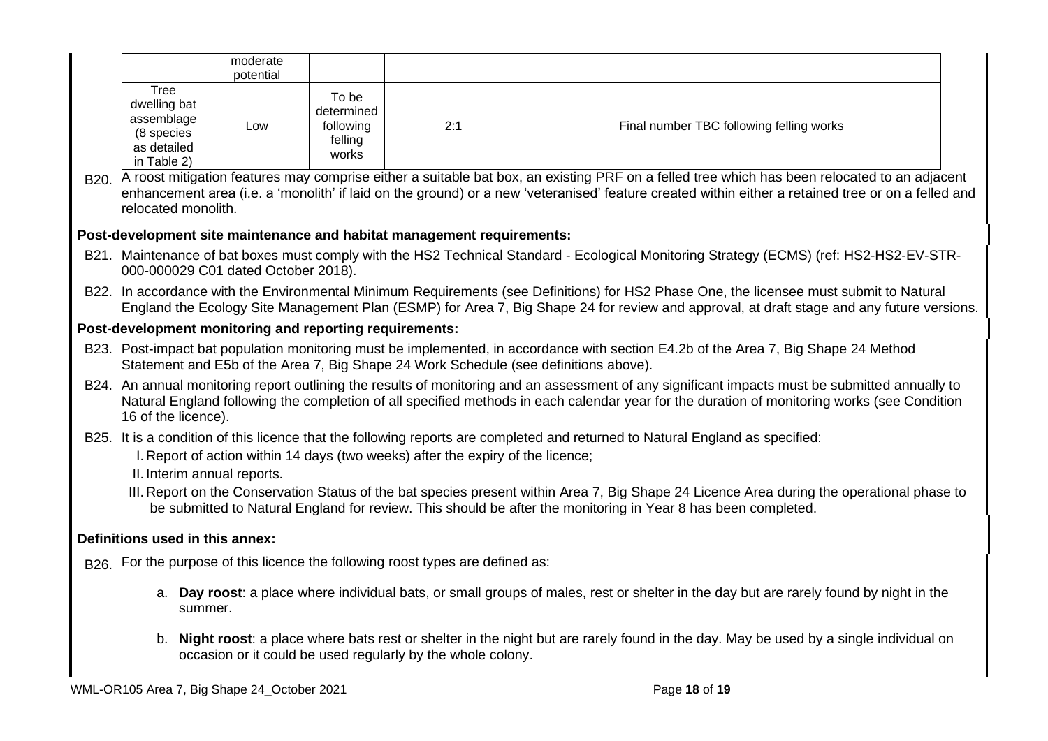|  | moderate potential |  |  |  |
|---|---|---|---|---|
| Tree dwelling bat assemblage (8 species as detailed in Table 2) | Low | To be determined following felling works | 2:1 | Final number TBC following felling works |

B20. A roost mitigation features may comprise either a suitable bat box, an existing PRF on a felled tree which has been relocated to an adjacent enhancement area (i.e. a 'monolith' if laid on the ground) or a new 'veteranised' feature created within either a retained tree or on a felled and relocated monolith.

**Post-development site maintenance and habitat management requirements:**

B21. Maintenance of bat boxes must comply with the HS2 Technical Standard - Ecological Monitoring Strategy (ECMS) (ref: HS2-HS2-EV-STR-000-000029 C01 dated October 2018).

B22. In accordance with the Environmental Minimum Requirements (see Definitions) for HS2 Phase One, the licensee must submit to Natural England the Ecology Site Management Plan (ESMP) for Area 7, Big Shape 24 for review and approval, at draft stage and any future versions.

**Post-development monitoring and reporting requirements:**

B23. Post-impact bat population monitoring must be implemented, in accordance with section E4.2b of the Area 7, Big Shape 24 Method Statement and E5b of the Area 7, Big Shape 24 Work Schedule (see definitions above).

B24. An annual monitoring report outlining the results of monitoring and an assessment of any significant impacts must be submitted annually to Natural England following the completion of all specified methods in each calendar year for the duration of monitoring works (see Condition 16 of the licence).

B25. It is a condition of this licence that the following reports are completed and returned to Natural England as specified:

I. Report of action within 14 days (two weeks) after the expiry of the licence;

II. Interim annual reports.

III. Report on the Conservation Status of the bat species present within Area 7, Big Shape 24 Licence Area during the operational phase to be submitted to Natural England for review. This should be after the monitoring in Year 8 has been completed.

**Definitions used in this annex:**

B26. For the purpose of this licence the following roost types are defined as:

a. **Day roost**: a place where individual bats, or small groups of males, rest or shelter in the day but are rarely found by night in the summer.

b. **Night roost**: a place where bats rest or shelter in the night but are rarely found in the day. May be used by a single individual on occasion or it could be used regularly by the whole colony.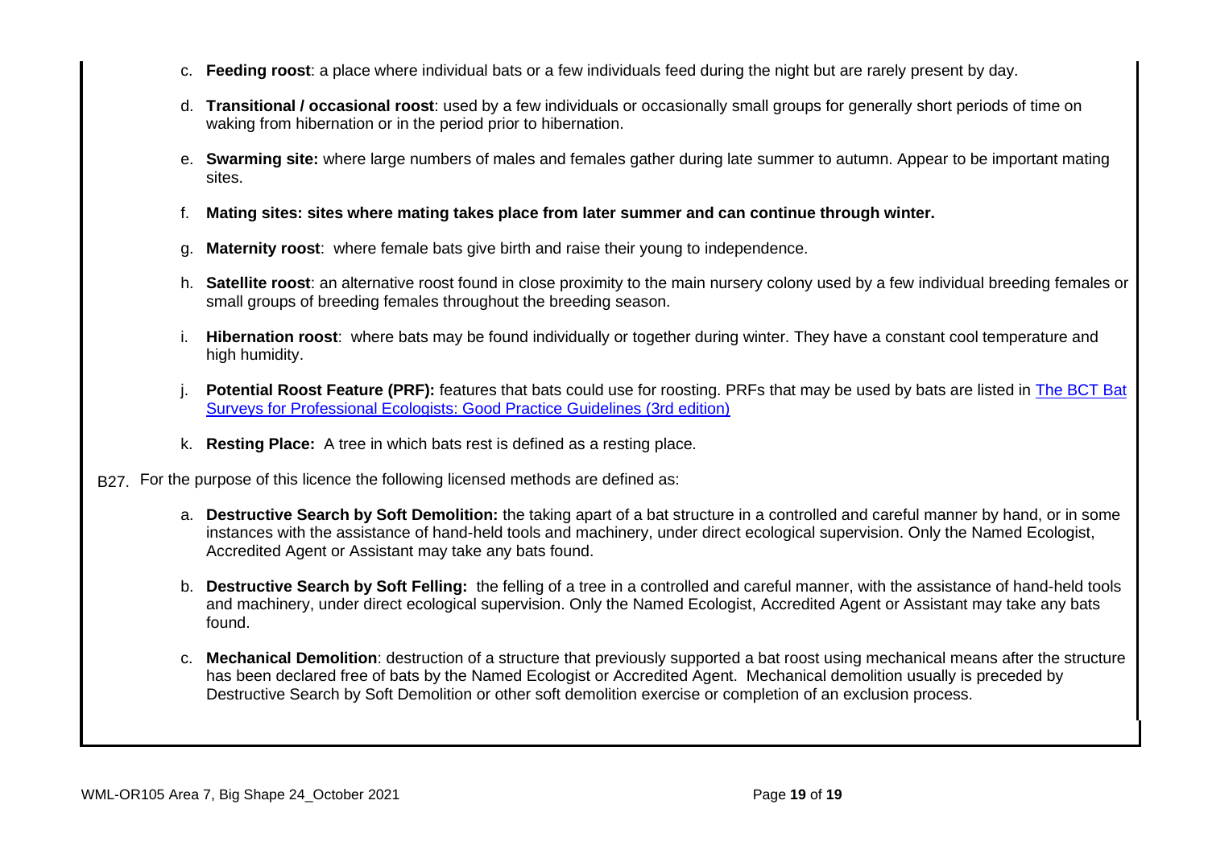c. **Feeding roost**: a place where individual bats or a few individuals feed during the night but are rarely present by day.

d. **Transitional / occasional roost**: used by a few individuals or occasionally small groups for generally short periods of time on waking from hibernation or in the period prior to hibernation.

e. **Swarming site:** where large numbers of males and females gather during late summer to autumn. Appear to be important mating sites.

f. **Mating sites: sites where mating takes place from later summer and can continue through winter.**

g. **Maternity roost**: where female bats give birth and raise their young to independence.

h. **Satellite roost**: an alternative roost found in close proximity to the main nursery colony used by a few individual breeding females or small groups of breeding females throughout the breeding season.

i. **Hibernation roost**: where bats may be found individually or together during winter. They have a constant cool temperature and high humidity.

j. **Potential Roost Feature (PRF):** features that bats could use for roosting. PRFs that may be used by bats are listed in [The BCT Bat Surveys for Professional Ecologists: Good Practice Guidelines (3rd edition)]()

k. **Resting Place:** A tree in which bats rest is defined as a resting place.

B27. For the purpose of this licence the following licensed methods are defined as:

a. **Destructive Search by Soft Demolition:** the taking apart of a bat structure in a controlled and careful manner by hand, or in some instances with the assistance of hand-held tools and machinery, under direct ecological supervision. Only the Named Ecologist, Accredited Agent or Assistant may take any bats found.

b. **Destructive Search by Soft Felling:** the felling of a tree in a controlled and careful manner, with the assistance of hand-held tools and machinery, under direct ecological supervision. Only the Named Ecologist, Accredited Agent or Assistant may take any bats found.

c. **Mechanical Demolition**: destruction of a structure that previously supported a bat roost using mechanical means after the structure has been declared free of bats by the Named Ecologist or Accredited Agent. Mechanical demolition usually is preceded by Destructive Search by Soft Demolition or other soft demolition exercise or completion of an exclusion process.